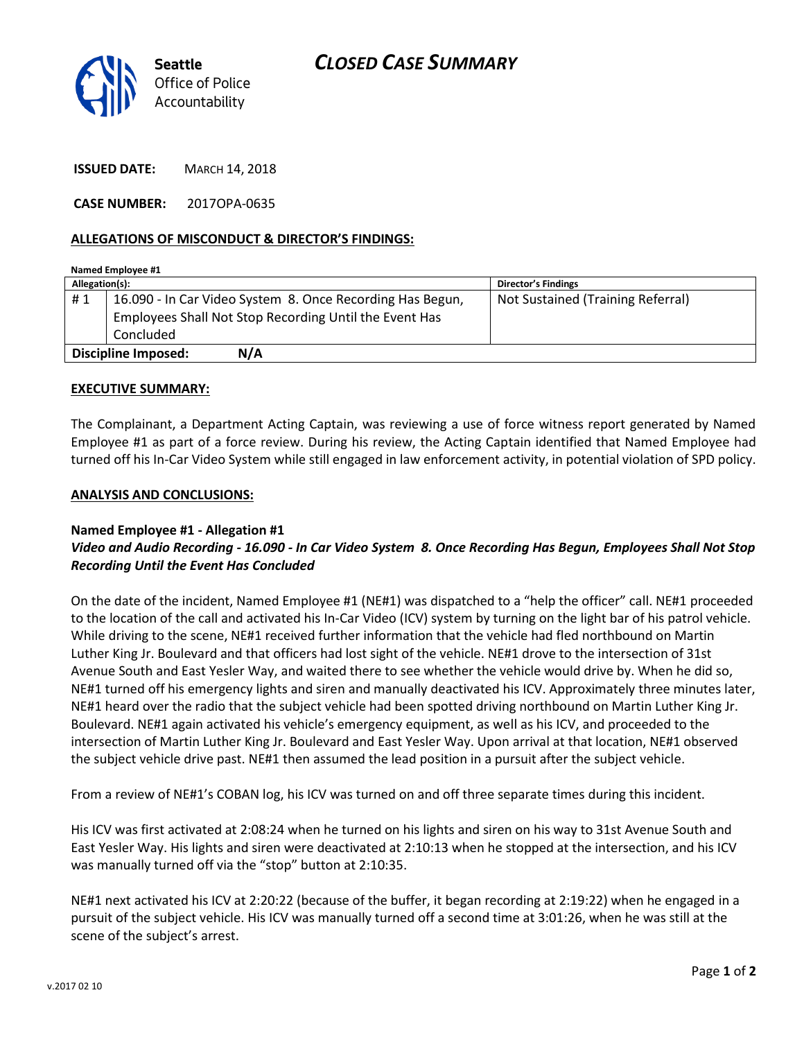Seattle Office of Police Accountability

# CLOSED CASE SUMMARY

**ISSUED DATE:** MARCH 14, 2018

**CASE NUMBER:** 2017OPA-0635

## ALLEGATIONS OF MISCONDUCT & DIRECTOR'S FINDINGS:

**Named Employee #1**

| Allegation(s): | | Director's Findings |
|---|---|---|
| # 1 | 16.090 - In Car Video System 8. Once Recording Has Begun, Employees Shall Not Stop Recording Until the Event Has Concluded | Not Sustained (Training Referral) |
| **Discipline Imposed:** | N/A | |

## EXECUTIVE SUMMARY:

The Complainant, a Department Acting Captain, was reviewing a use of force witness report generated by Named Employee #1 as part of a force review. During his review, the Acting Captain identified that Named Employee had turned off his In-Car Video System while still engaged in law enforcement activity, in potential violation of SPD policy.

## ANALYSIS AND CONCLUSIONS:

**Named Employee #1 - Allegation #1**

***Video and Audio Recording - 16.090 - In Car Video System 8. Once Recording Has Begun, Employees Shall Not Stop Recording Until the Event Has Concluded***

On the date of the incident, Named Employee #1 (NE#1) was dispatched to a "help the officer" call. NE#1 proceeded to the location of the call and activated his In-Car Video (ICV) system by turning on the light bar of his patrol vehicle. While driving to the scene, NE#1 received further information that the vehicle had fled northbound on Martin Luther King Jr. Boulevard and that officers had lost sight of the vehicle. NE#1 drove to the intersection of 31st Avenue South and East Yesler Way, and waited there to see whether the vehicle would drive by. When he did so, NE#1 turned off his emergency lights and siren and manually deactivated his ICV. Approximately three minutes later, NE#1 heard over the radio that the subject vehicle had been spotted driving northbound on Martin Luther King Jr. Boulevard. NE#1 again activated his vehicle's emergency equipment, as well as his ICV, and proceeded to the intersection of Martin Luther King Jr. Boulevard and East Yesler Way. Upon arrival at that location, NE#1 observed the subject vehicle drive past. NE#1 then assumed the lead position in a pursuit after the subject vehicle.

From a review of NE#1's COBAN log, his ICV was turned on and off three separate times during this incident.

His ICV was first activated at 2:08:24 when he turned on his lights and siren on his way to 31st Avenue South and East Yesler Way. His lights and siren were deactivated at 2:10:13 when he stopped at the intersection, and his ICV was manually turned off via the "stop" button at 2:10:35.

NE#1 next activated his ICV at 2:20:22 (because of the buffer, it began recording at 2:19:22) when he engaged in a pursuit of the subject vehicle. His ICV was manually turned off a second time at 3:01:26, when he was still at the scene of the subject's arrest.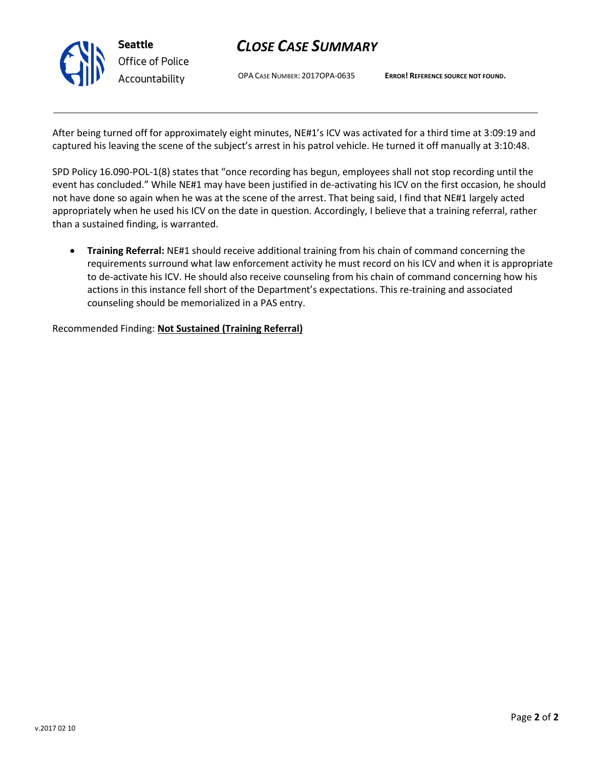After being turned off for approximately eight minutes, NE#1's ICV was activated for a third time at 3:09:19 and captured his leaving the scene of the subject's arrest in his patrol vehicle. He turned it off manually at 3:10:48.

SPD Policy 16.090-POL-1(8) states that "once recording has begun, employees shall not stop recording until the event has concluded." While NE#1 may have been justified in de-activating his ICV on the first occasion, he should not have done so again when he was at the scene of the arrest. That being said, I find that NE#1 largely acted appropriately when he used his ICV on the date in question. Accordingly, I believe that a training referral, rather than a sustained finding, is warranted.

- **Training Referral:** NE#1 should receive additional training from his chain of command concerning the requirements surround what law enforcement activity he must record on his ICV and when it is appropriate to de-activate his ICV. He should also receive counseling from his chain of command concerning how his actions in this instance fell short of the Department's expectations. This re-training and associated counseling should be memorialized in a PAS entry.

Recommended Finding: **Not Sustained (Training Referral)**